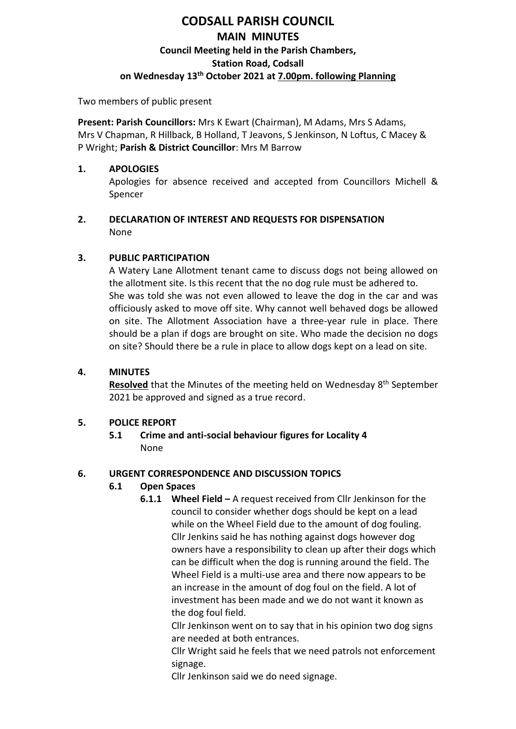# CODSALL PARISH COUNCIL

## MAIN MINUTES

### Council Meeting held in the Parish Chambers, Station Road, Codsall on Wednesday 13th October 2021 at 7.00pm. following Planning

Two members of public present

**Present: Parish Councillors:** Mrs K Ewart (Chairman), M Adams, Mrs S Adams, Mrs V Chapman, R Hillback, B Holland, T Jeavons, S Jenkinson, N Loftus, C Macey & P Wright; **Parish & District Councillor**: Mrs M Barrow

**1. APOLOGIES**

Apologies for absence received and accepted from Councillors Michell & Spencer

**2. DECLARATION OF INTEREST AND REQUESTS FOR DISPENSATION**

None

**3. PUBLIC PARTICIPATION**

A Watery Lane Allotment tenant came to discuss dogs not being allowed on the allotment site. Is this recent that the no dog rule must be adhered to. She was told she was not even allowed to leave the dog in the car and was officiously asked to move off site. Why cannot well behaved dogs be allowed on site. The Allotment Association have a three-year rule in place. There should be a plan if dogs are brought on site. Who made the decision no dogs on site? Should there be a rule in place to allow dogs kept on a lead on site.

**4. MINUTES**

**Resolved** that the Minutes of the meeting held on Wednesday 8th September 2021 be approved and signed as a true record.

**5. POLICE REPORT**

**5.1 Crime and anti-social behaviour figures for Locality 4**

None

**6. URGENT CORRESPONDENCE AND DISCUSSION TOPICS**

**6.1 Open Spaces**

**6.1.1 Wheel Field –** A request received from Cllr Jenkinson for the council to consider whether dogs should be kept on a lead while on the Wheel Field due to the amount of dog fouling. Cllr Jenkins said he has nothing against dogs however dog owners have a responsibility to clean up after their dogs which can be difficult when the dog is running around the field. The Wheel Field is a multi-use area and there now appears to be an increase in the amount of dog foul on the field. A lot of investment has been made and we do not want it known as the dog foul field.

Cllr Jenkinson went on to say that in his opinion two dog signs are needed at both entrances.

Cllr Wright said he feels that we need patrols not enforcement signage.

Cllr Jenkinson said we do need signage.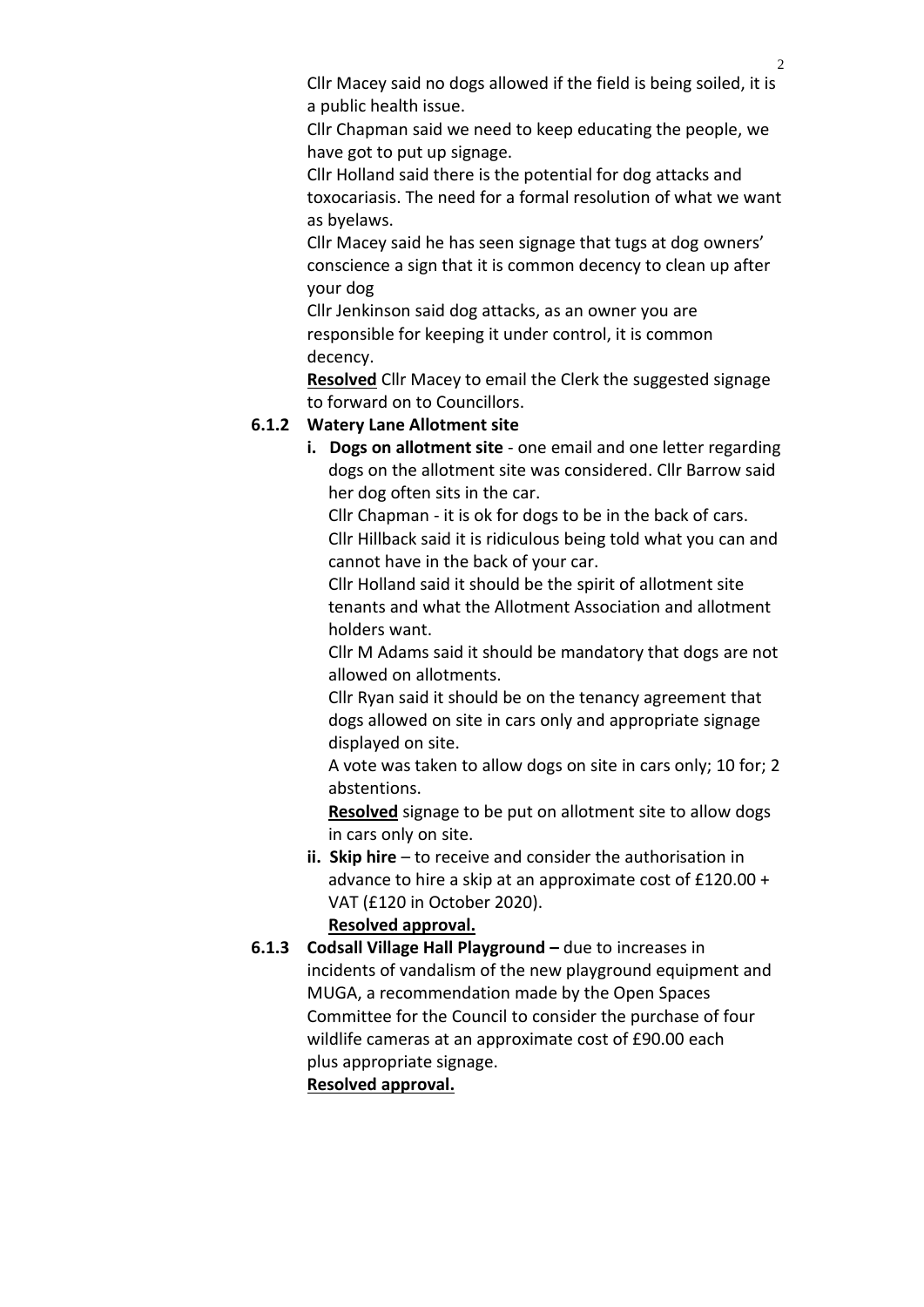Cllr Macey said no dogs allowed if the field is being soiled, it is a public health issue.

Cllr Chapman said we need to keep educating the people, we have got to put up signage.

Cllr Holland said there is the potential for dog attacks and toxocariasis. The need for a formal resolution of what we want as byelaws.

Cllr Macey said he has seen signage that tugs at dog owners' conscience a sign that it is common decency to clean up after your dog

Cllr Jenkinson said dog attacks, as an owner you are responsible for keeping it under control, it is common decency.

**Resolved** Cllr Macey to email the Clerk the suggested signage to forward on to Councillors.

**6.1.2 Watery Lane Allotment site**

**i. Dogs on allotment site** - one email and one letter regarding dogs on the allotment site was considered. Cllr Barrow said her dog often sits in the car.

Cllr Chapman - it is ok for dogs to be in the back of cars.

Cllr Hillback said it is ridiculous being told what you can and cannot have in the back of your car.

Cllr Holland said it should be the spirit of allotment site tenants and what the Allotment Association and allotment holders want.

Cllr M Adams said it should be mandatory that dogs are not allowed on allotments.

Cllr Ryan said it should be on the tenancy agreement that dogs allowed on site in cars only and appropriate signage displayed on site.

A vote was taken to allow dogs on site in cars only; 10 for; 2 abstentions.

**Resolved** signage to be put on allotment site to allow dogs in cars only on site.

**ii. Skip hire** – to receive and consider the authorisation in advance to hire a skip at an approximate cost of £120.00 + VAT (£120 in October 2020).

**Resolved approval.**

**6.1.3 Codsall Village Hall Playground –** due to increases in incidents of vandalism of the new playground equipment and MUGA, a recommendation made by the Open Spaces Committee for the Council to consider the purchase of four wildlife cameras at an approximate cost of £90.00 each plus appropriate signage.

**Resolved approval.**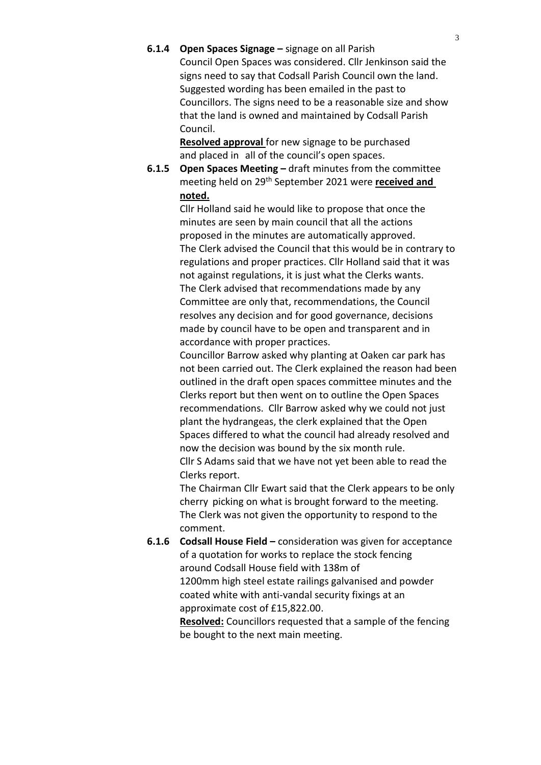**6.1.4 Open Spaces Signage –** signage on all Parish Council Open Spaces was considered. Cllr Jenkinson said the signs need to say that Codsall Parish Council own the land. Suggested wording has been emailed in the past to Councillors. The signs need to be a reasonable size and show that the land is owned and maintained by Codsall Parish Council.

**Resolved approval** for new signage to be purchased and placed in all of the council's open spaces.

**6.1.5 Open Spaces Meeting –** draft minutes from the committee meeting held on 29th September 2021 were **received and noted.**

Cllr Holland said he would like to propose that once the minutes are seen by main council that all the actions proposed in the minutes are automatically approved. The Clerk advised the Council that this would be in contrary to regulations and proper practices. Cllr Holland said that it was not against regulations, it is just what the Clerks wants. The Clerk advised that recommendations made by any Committee are only that, recommendations, the Council resolves any decision and for good governance, decisions made by council have to be open and transparent and in accordance with proper practices.

Councillor Barrow asked why planting at Oaken car park has not been carried out. The Clerk explained the reason had been outlined in the draft open spaces committee minutes and the Clerks report but then went on to outline the Open Spaces recommendations. Cllr Barrow asked why we could not just plant the hydrangeas, the clerk explained that the Open Spaces differed to what the council had already resolved and now the decision was bound by the six month rule.

Cllr S Adams said that we have not yet been able to read the Clerks report.

The Chairman Cllr Ewart said that the Clerk appears to be only cherry picking on what is brought forward to the meeting. The Clerk was not given the opportunity to respond to the comment.

**6.1.6 Codsall House Field –** consideration was given for acceptance of a quotation for works to replace the stock fencing around Codsall House field with 138m of 1200mm high steel estate railings galvanised and powder coated white with anti-vandal security fixings at an approximate cost of £15,822.00.

**Resolved:** Councillors requested that a sample of the fencing be bought to the next main meeting.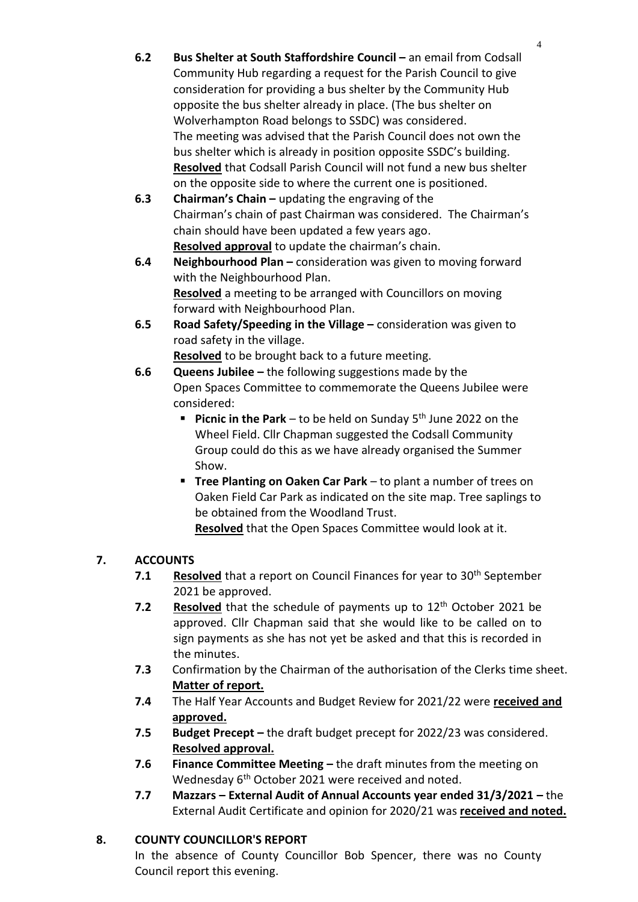**6.2 Bus Shelter at South Staffordshire Council –** an email from Codsall Community Hub regarding a request for the Parish Council to give consideration for providing a bus shelter by the Community Hub opposite the bus shelter already in place. (The bus shelter on Wolverhampton Road belongs to SSDC) was considered.
The meeting was advised that the Parish Council does not own the bus shelter which is already in position opposite SSDC's building.
**Resolved** that Codsall Parish Council will not fund a new bus shelter on the opposite side to where the current one is positioned.

**6.3 Chairman's Chain –** updating the engraving of the Chairman's chain of past Chairman was considered. The Chairman's chain should have been updated a few years ago.
**Resolved approval** to update the chairman's chain.

**6.4 Neighbourhood Plan –** consideration was given to moving forward with the Neighbourhood Plan.
**Resolved** a meeting to be arranged with Councillors on moving forward with Neighbourhood Plan.

**6.5 Road Safety/Speeding in the Village –** consideration was given to road safety in the village.
**Resolved** to be brought back to a future meeting.

**6.6 Queens Jubilee –** the following suggestions made by the Open Spaces Committee to commemorate the Queens Jubilee were considered:

- **Picnic in the Park** – to be held on Sunday 5th June 2022 on the Wheel Field. Cllr Chapman suggested the Codsall Community Group could do this as we have already organised the Summer Show.
- **Tree Planting on Oaken Car Park** – to plant a number of trees on Oaken Field Car Park as indicated on the site map. Tree saplings to be obtained from the Woodland Trust.
**Resolved** that the Open Spaces Committee would look at it.

## 7. ACCOUNTS

**7.1** **Resolved** that a report on Council Finances for year to 30th September 2021 be approved.

**7.2** **Resolved** that the schedule of payments up to 12th October 2021 be approved. Cllr Chapman said that she would like to be called on to sign payments as she has not yet be asked and that this is recorded in the minutes.

**7.3** Confirmation by the Chairman of the authorisation of the Clerks time sheet.
**Matter of report.**

**7.4** The Half Year Accounts and Budget Review for 2021/22 were **received and approved.**

**7.5** **Budget Precept –** the draft budget precept for 2022/23 was considered.
**Resolved approval.**

**7.6** **Finance Committee Meeting –** the draft minutes from the meeting on Wednesday 6th October 2021 were received and noted.

**7.7** **Mazzars – External Audit of Annual Accounts year ended 31/3/2021 –** the External Audit Certificate and opinion for 2020/21 was **received and noted.**

## 8. COUNTY COUNCILLOR'S REPORT

In the absence of County Councillor Bob Spencer, there was no County Council report this evening.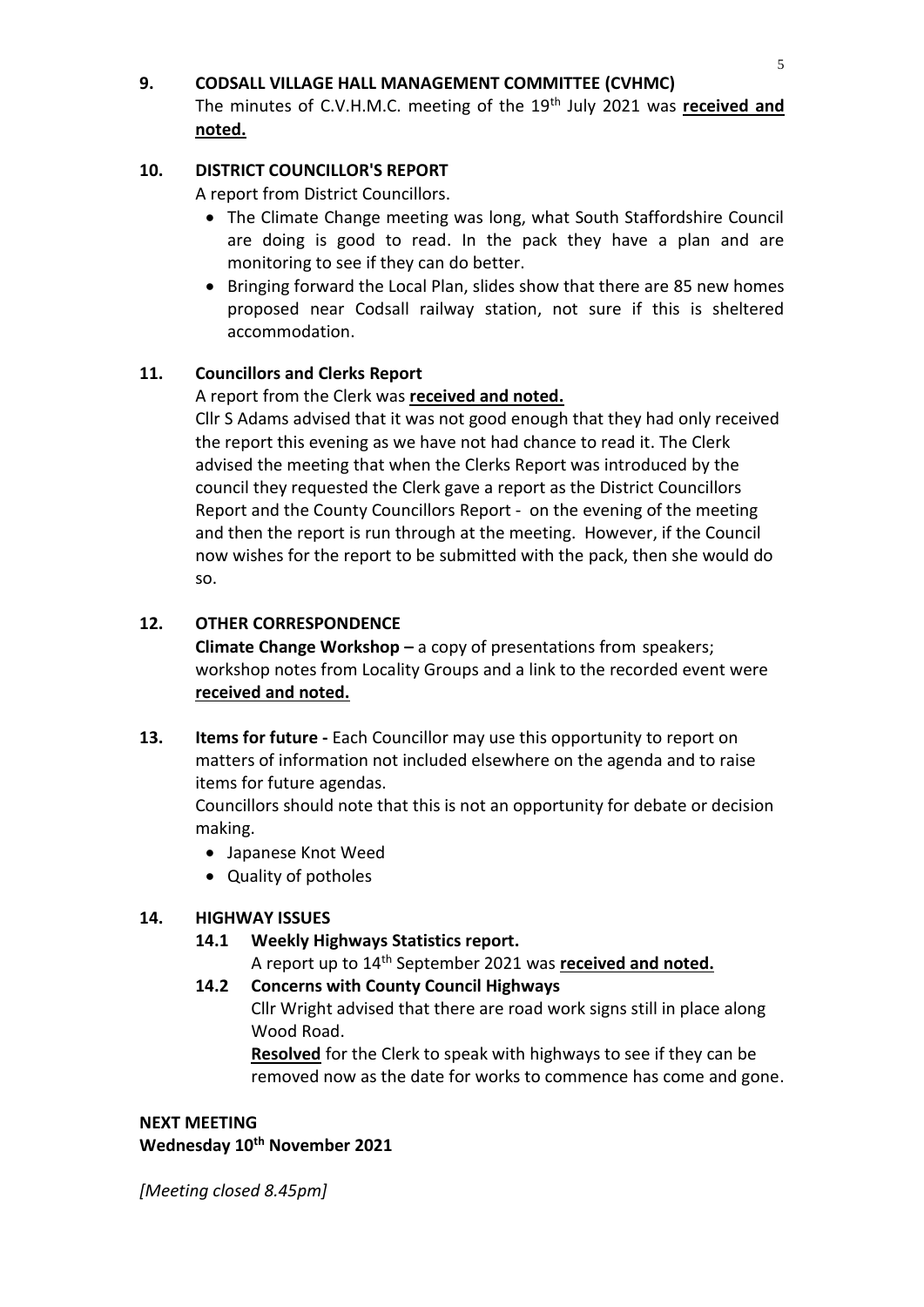## 9. CODSALL VILLAGE HALL MANAGEMENT COMMITTEE (CVHMC)

The minutes of C.V.H.M.C. meeting of the 19th July 2021 was **received and noted.**

## 10. DISTRICT COUNCILLOR'S REPORT

A report from District Councillors.

- The Climate Change meeting was long, what South Staffordshire Council are doing is good to read. In the pack they have a plan and are monitoring to see if they can do better.
- Bringing forward the Local Plan, slides show that there are 85 new homes proposed near Codsall railway station, not sure if this is sheltered accommodation.

## 11. Councillors and Clerks Report

A report from the Clerk was **received and noted.**

Cllr S Adams advised that it was not good enough that they had only received the report this evening as we have not had chance to read it. The Clerk advised the meeting that when the Clerks Report was introduced by the council they requested the Clerk gave a report as the District Councillors Report and the County Councillors Report - on the evening of the meeting and then the report is run through at the meeting. However, if the Council now wishes for the report to be submitted with the pack, then she would do so.

## 12. OTHER CORRESPONDENCE

**Climate Change Workshop –** a copy of presentations from speakers; workshop notes from Locality Groups and a link to the recorded event were **received and noted.**

## 13. Items for future - Each Councillor may use this opportunity to report on matters of information not included elsewhere on the agenda and to raise items for future agendas.

Councillors should note that this is not an opportunity for debate or decision making.

- Japanese Knot Weed
- Quality of potholes

## 14. HIGHWAY ISSUES

### 14.1 Weekly Highways Statistics report.

A report up to 14th September 2021 was **received and noted.**

### 14.2 Concerns with County Council Highways

Cllr Wright advised that there are road work signs still in place along Wood Road.

**Resolved** for the Clerk to speak with highways to see if they can be removed now as the date for works to commence has come and gone.

**NEXT MEETING**
**Wednesday 10th November 2021**

*[Meeting closed 8.45pm]*